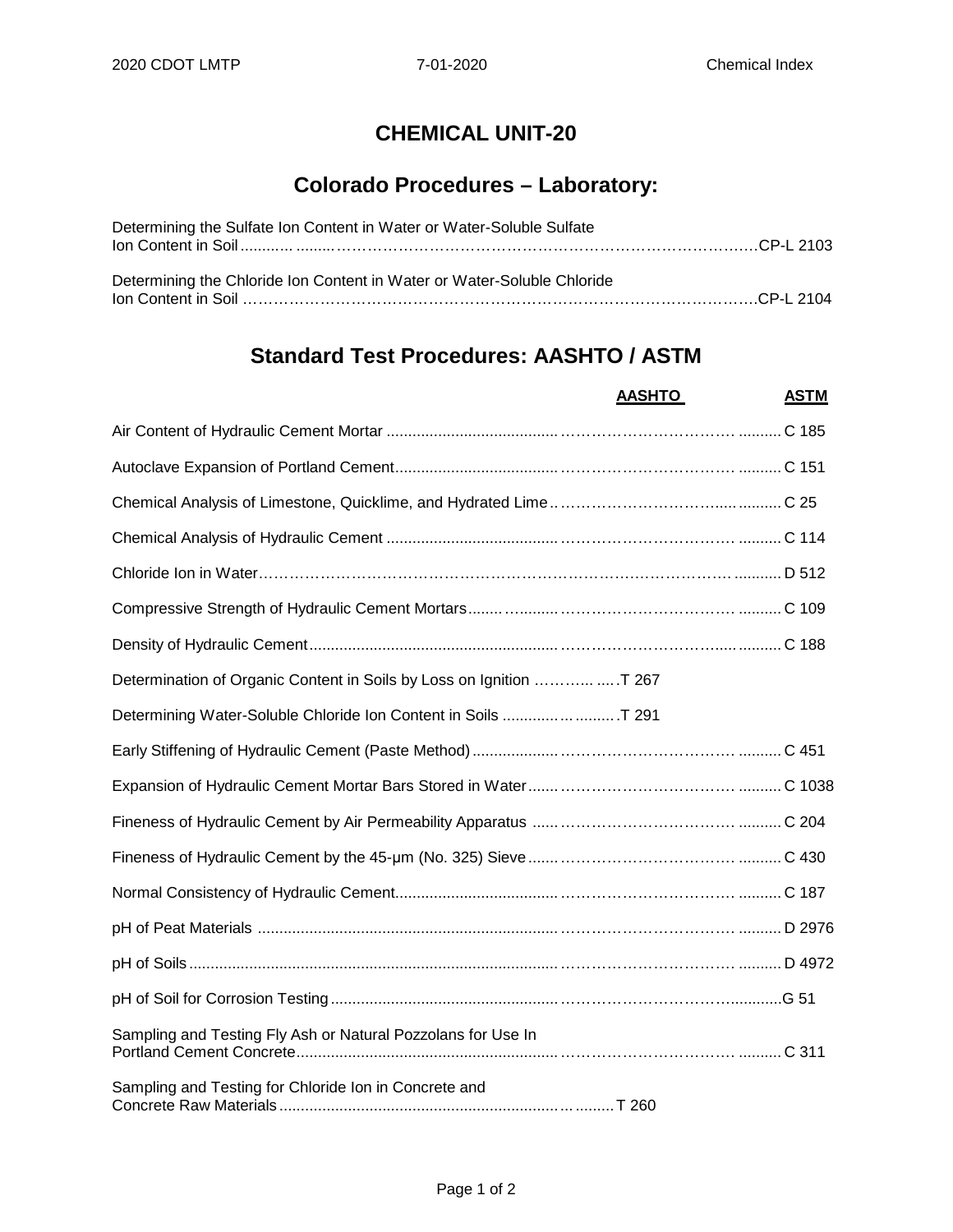# CHEMICAL UNIT-20

## Colorado Procedures – Laboratory:

| Procedure | |
|---|---|
| Determining the Sulfate Ion Content in Water or Water-Soluble Sulfate Ion Content in Soil | CP-L 2103 |
| Determining the Chloride Ion Content in Water or Water-Soluble Chloride Ion Content in Soil | CP-L 2104 |

## Standard Test Procedures: AASHTO / ASTM

| | AASHTO | ASTM |
|---|---|---|
| Air Content of Hydraulic Cement Mortar | | C 185 |
| Autoclave Expansion of Portland Cement | | C 151 |
| Chemical Analysis of Limestone, Quicklime, and Hydrated Lime | | C 25 |
| Chemical Analysis of Hydraulic Cement | | C 114 |
| Chloride Ion in Water | | D 512 |
| Compressive Strength of Hydraulic Cement Mortars | | C 109 |
| Density of Hydraulic Cement | | C 188 |
| Determination of Organic Content in Soils by Loss on Ignition | T 267 | |
| Determining Water-Soluble Chloride Ion Content in Soils | T 291 | |
| Early Stiffening of Hydraulic Cement (Paste Method) | | C 451 |
| Expansion of Hydraulic Cement Mortar Bars Stored in Water | | C 1038 |
| Fineness of Hydraulic Cement by Air Permeability Apparatus | | C 204 |
| Fineness of Hydraulic Cement by the 45-μm (No. 325) Sieve | | C 430 |
| Normal Consistency of Hydraulic Cement | | C 187 |
| pH of Peat Materials | | D 2976 |
| pH of Soils | | D 4972 |
| pH of Soil for Corrosion Testing | | G 51 |
| Sampling and Testing Fly Ash or Natural Pozzolans for Use In Portland Cement Concrete | | C 311 |
| Sampling and Testing for Chloride Ion in Concrete and Concrete Raw Materials | T 260 | |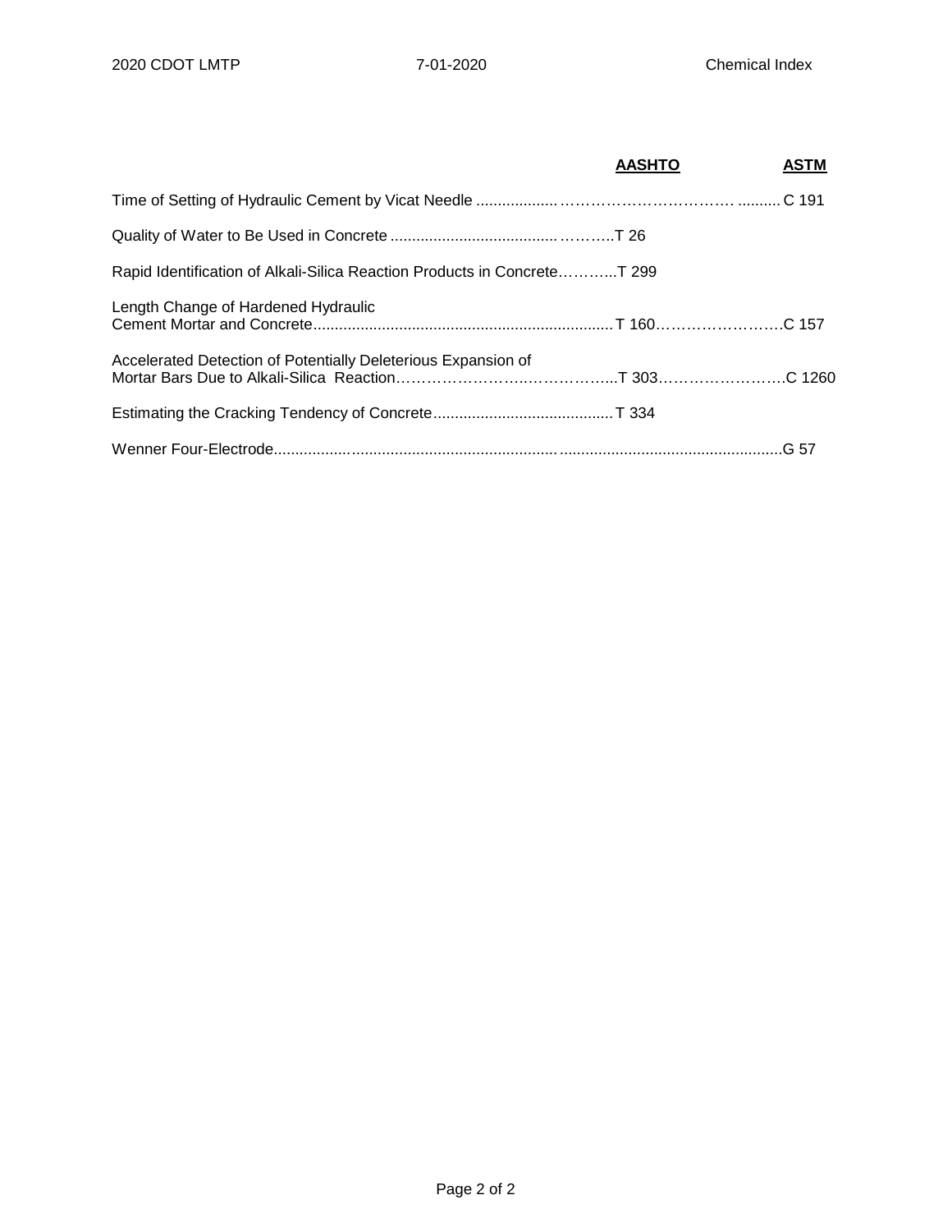| | AASHTO | ASTM |
|---|---|---|
| Time of Setting of Hydraulic Cement by Vicat Needle | | C 191 |
| Quality of Water to Be Used in Concrete | T 26 | |
| Rapid Identification of Alkali-Silica Reaction Products in Concrete | T 299 | |
| Length Change of Hardened Hydraulic Cement Mortar and Concrete | T 160 | C 157 |
| Accelerated Detection of Potentially Deleterious Expansion of Mortar Bars Due to Alkali-Silica Reaction | T 303 | C 1260 |
| Estimating the Cracking Tendency of Concrete | T 334 | |
| Wenner Four-Electrode | | G 57 |